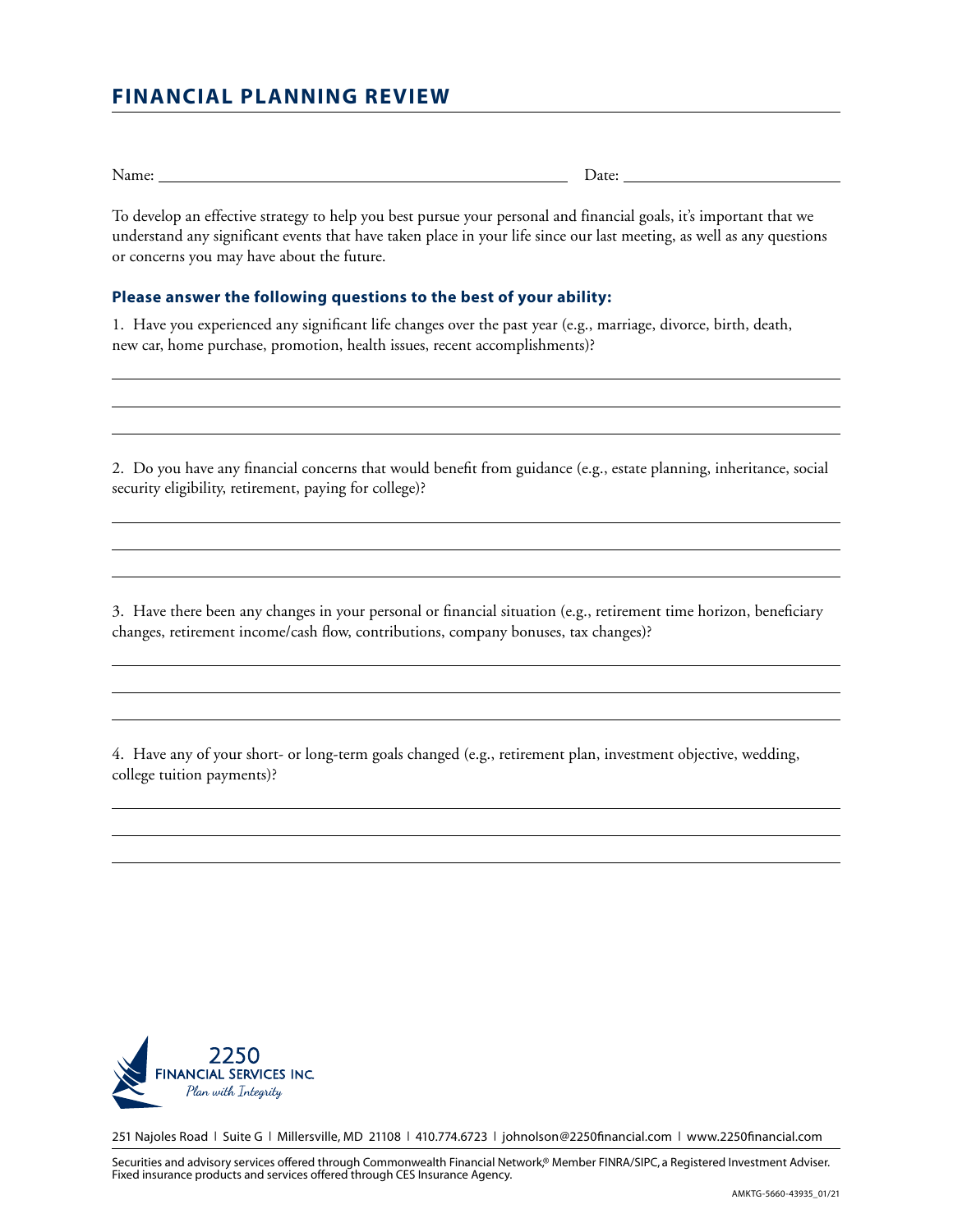# FINANCIAL PLANNING REVIEW

Name: ______________________________ Date: ______________

To develop an effective strategy to help you best pursue your personal and financial goals, it's important that we understand any significant events that have taken place in your life since our last meeting, as well as any questions or concerns you may have about the future.

### Please answer the following questions to the best of your ability:

1. Have you experienced any significant life changes over the past year (e.g., marriage, divorce, birth, death, new car, home purchase, promotion, health issues, recent accomplishments)?

_______________________________________________

_______________________________________________

_______________________________________________

2. Do you have any financial concerns that would benefit from guidance (e.g., estate planning, inheritance, social security eligibility, retirement, paying for college)?

_______________________________________________

_______________________________________________

_______________________________________________

3. Have there been any changes in your personal or financial situation (e.g., retirement time horizon, beneficiary changes, retirement income/cash flow, contributions, company bonuses, tax changes)?

_______________________________________________

_______________________________________________

_______________________________________________

4. Have any of your short- or long-term goals changed (e.g., retirement plan, investment objective, wedding, college tuition payments)?

_______________________________________________

_______________________________________________

_______________________________________________

2250 FINANCIAL SERVICES INC.
*Plan with Integrity*

251 Najoles Road | Suite G | Millersville, MD 21108 | 410.774.6723 | johnolson@2250financial.com | www.2250financial.com

Securities and advisory services offered through Commonwealth Financial Network,® Member FINRA/SIPC, a Registered Investment Adviser. Fixed insurance products and services offered through CES Insurance Agency.

AMKTG-5660-43935_01/21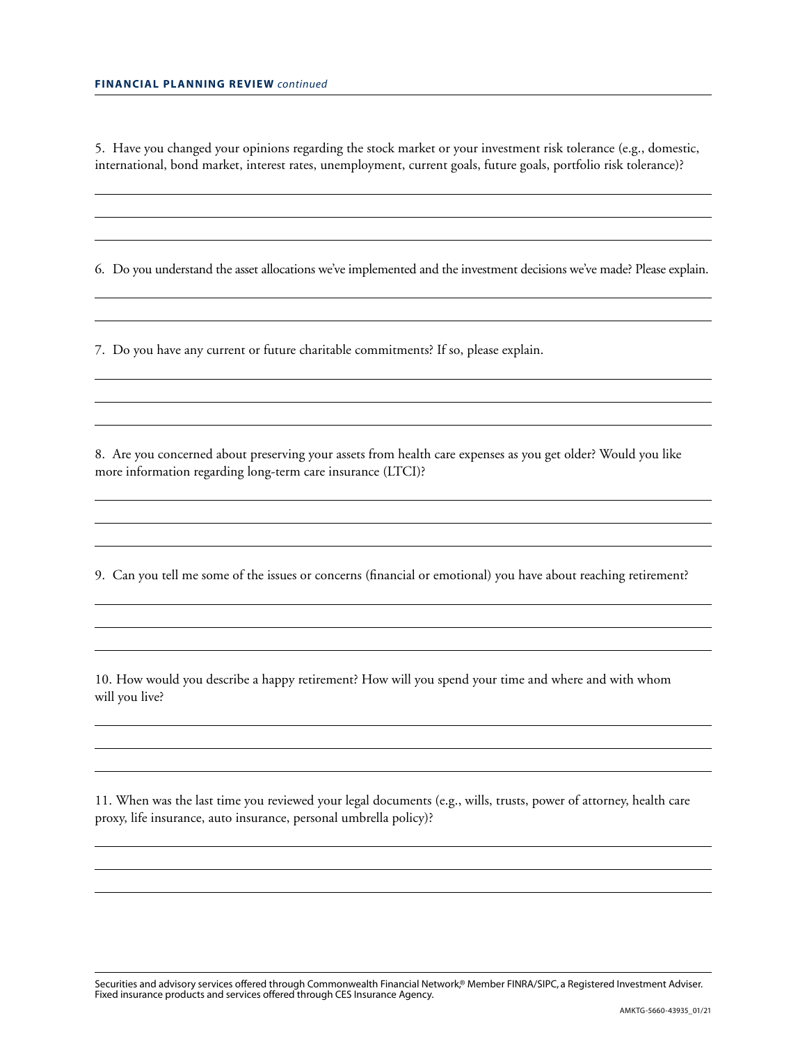5. Have you changed your opinions regarding the stock market or your investment risk tolerance (e.g., domestic, international, bond market, interest rates, unemployment, current goals, future goals, portfolio risk tolerance)?

6. Do you understand the asset allocations we've implemented and the investment decisions we've made? Please explain.

7. Do you have any current or future charitable commitments? If so, please explain.

8. Are you concerned about preserving your assets from health care expenses as you get older? Would you like more information regarding long-term care insurance (LTCI)?

9. Can you tell me some of the issues or concerns (financial or emotional) you have about reaching retirement?

10. How would you describe a happy retirement? How will you spend your time and where and with whom will you live?

11. When was the last time you reviewed your legal documents (e.g., wills, trusts, power of attorney, health care proxy, life insurance, auto insurance, personal umbrella policy)?

Securities and advisory services offered through Commonwealth Financial Network,® Member FINRA/SIPC, a Registered Investment Adviser. Fixed insurance products and services offered through CES Insurance Agency.

AMKTG-5660-43935_01/21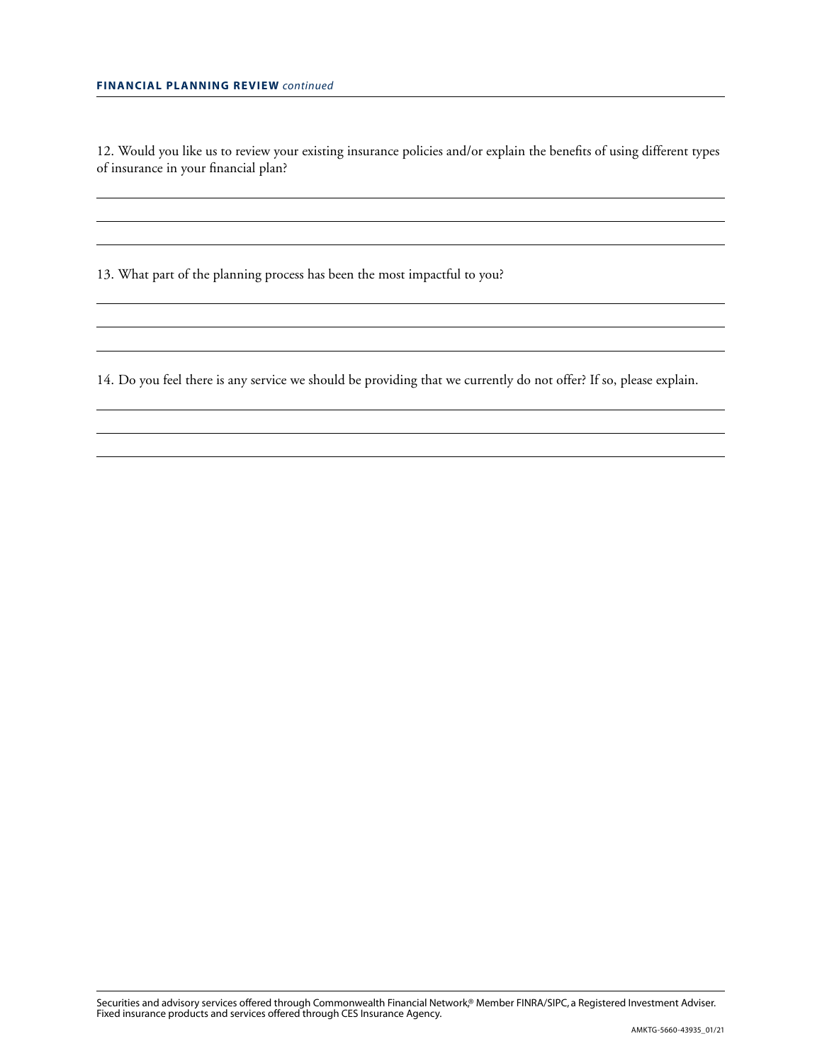12. Would you like us to review your existing insurance policies and/or explain the benefits of using different types of insurance in your financial plan?

13. What part of the planning process has been the most impactful to you?

14. Do you feel there is any service we should be providing that we currently do not offer? If so, please explain.

Securities and advisory services offered through Commonwealth Financial Network,® Member FINRA/SIPC, a Registered Investment Adviser. Fixed insurance products and services offered through CES Insurance Agency.

AMKTG-5660-43935_01/21